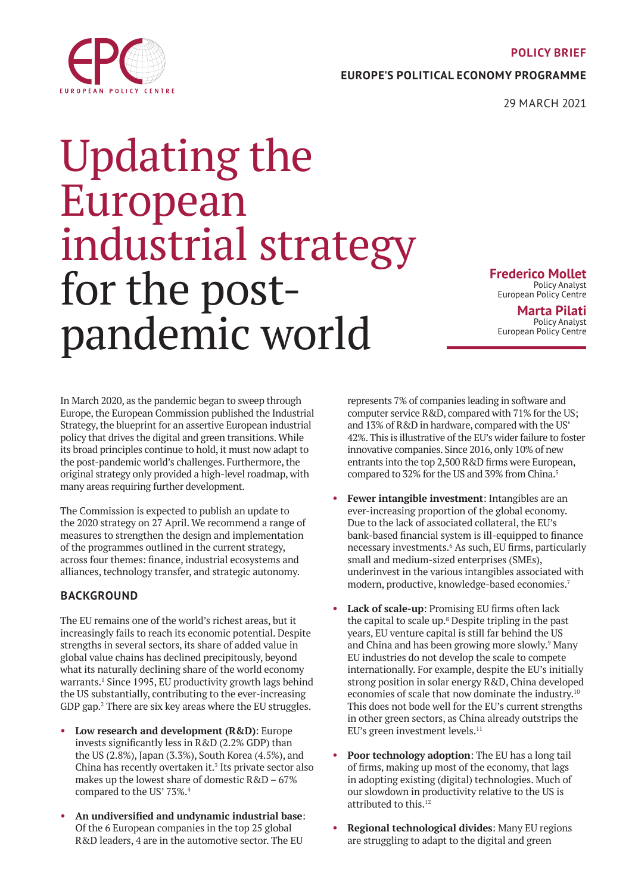POLICY BRIEF

EUROPE'S POLITICAL ECONOMY PROGRAMME

29 MARCH 2021

# Updating the European industrial strategy for the post-pandemic world

**Frederico Mollet**
Policy Analyst
European Policy Centre

**Marta Pilati**
Policy Analyst
European Policy Centre

In March 2020, as the pandemic began to sweep through Europe, the European Commission published the Industrial Strategy, the blueprint for an assertive European industrial policy that drives the digital and green transitions. While its broad principles continue to hold, it must now adapt to the post-pandemic world's challenges. Furthermore, the original strategy only provided a high-level roadmap, with many areas requiring further development.

The Commission is expected to publish an update to the 2020 strategy on 27 April. We recommend a range of measures to strengthen the design and implementation of the programmes outlined in the current strategy, across four themes: finance, industrial ecosystems and alliances, technology transfer, and strategic autonomy.

## BACKGROUND

The EU remains one of the world's richest areas, but it increasingly fails to reach its economic potential. Despite strengths in several sectors, its share of added value in global value chains has declined precipitously, beyond what its naturally declining share of the world economy warrants.[1] Since 1995, EU productivity growth lags behind the US substantially, contributing to the ever-increasing GDP gap.[2] There are six key areas where the EU struggles.

- **Low research and development (R&D)**: Europe invests significantly less in R&D (2.2% GDP) than the US (2.8%), Japan (3.3%), South Korea (4.5%), and China has recently overtaken it.[3] Its private sector also makes up the lowest share of domestic R&D – 67% compared to the US' 73%.[4]
- **An undiversified and undynamic industrial base**: Of the 6 European companies in the top 25 global R&D leaders, 4 are in the automotive sector. The EU represents 7% of companies leading in software and computer service R&D, compared with 71% for the US; and 13% of R&D in hardware, compared with the US' 42%. This is illustrative of the EU's wider failure to foster innovative companies. Since 2016, only 10% of new entrants into the top 2,500 R&D firms were European, compared to 32% for the US and 39% from China.[5]
- **Fewer intangible investment**: Intangibles are an ever-increasing proportion of the global economy. Due to the lack of associated collateral, the EU's bank-based financial system is ill-equipped to finance necessary investments.[6] As such, EU firms, particularly small and medium-sized enterprises (SMEs), underinvest in the various intangibles associated with modern, productive, knowledge-based economies.[7]
- **Lack of scale-up**: Promising EU firms often lack the capital to scale up.[8] Despite tripling in the past years, EU venture capital is still far behind the US and China and has been growing more slowly.[9] Many EU industries do not develop the scale to compete internationally. For example, despite the EU's initially strong position in solar energy R&D, China developed economies of scale that now dominate the industry.[10] This does not bode well for the EU's current strengths in other green sectors, as China already outstrips the EU's green investment levels.[11]
- **Poor technology adoption**: The EU has a long tail of firms, making up most of the economy, that lags in adopting existing (digital) technologies. Much of our slowdown in productivity relative to the US is attributed to this.[12]
- **Regional technological divides**: Many EU regions are struggling to adapt to the digital and green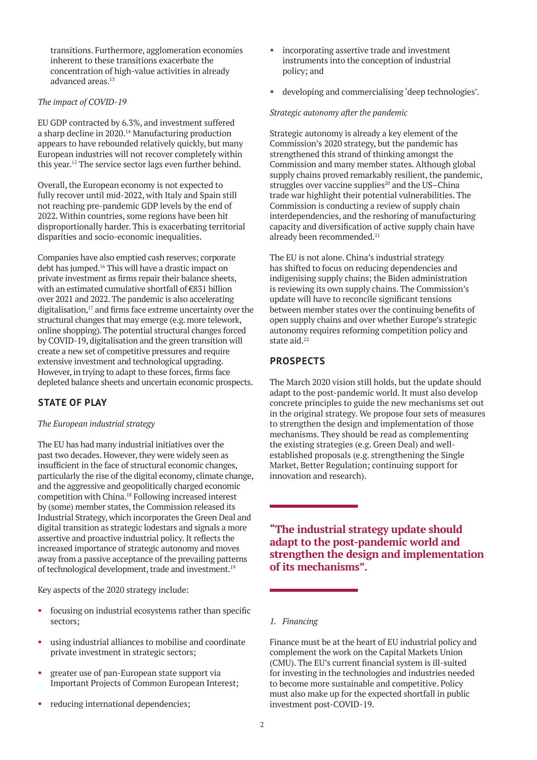transitions. Furthermore, agglomeration economies inherent to these transitions exacerbate the concentration of high-value activities in already advanced areas.[13]

*The impact of COVID-19*

EU GDP contracted by 6.3%, and investment suffered a sharp decline in 2020.[14] Manufacturing production appears to have rebounded relatively quickly, but many European industries will not recover completely within this year.[15] The service sector lags even further behind.

Overall, the European economy is not expected to fully recover until mid-2022, with Italy and Spain still not reaching pre-pandemic GDP levels by the end of 2022. Within countries, some regions have been hit disproportionally harder. This is exacerbating territorial disparities and socio-economic inequalities.

Companies have also emptied cash reserves; corporate debt has jumped.[16] This will have a drastic impact on private investment as firms repair their balance sheets, with an estimated cumulative shortfall of €831 billion over 2021 and 2022. The pandemic is also accelerating digitalisation,[17] and firms face extreme uncertainty over the structural changes that may emerge (e.g. more telework, online shopping). The potential structural changes forced by COVID-19, digitalisation and the green transition will create a new set of competitive pressures and require extensive investment and technological upgrading. However, in trying to adapt to these forces, firms face depleted balance sheets and uncertain economic prospects.

## STATE OF PLAY

*The European industrial strategy*

The EU has had many industrial initiatives over the past two decades. However, they were widely seen as insufficient in the face of structural economic changes, particularly the rise of the digital economy, climate change, and the aggressive and geopolitically charged economic competition with China.[18] Following increased interest by (some) member states, the Commission released its Industrial Strategy, which incorporates the Green Deal and digital transition as strategic lodestars and signals a more assertive and proactive industrial policy. It reflects the increased importance of strategic autonomy and moves away from a passive acceptance of the prevailing patterns of technological development, trade and investment.[19]

Key aspects of the 2020 strategy include:

- focusing on industrial ecosystems rather than specific sectors;
- using industrial alliances to mobilise and coordinate private investment in strategic sectors;
- greater use of pan-European state support via Important Projects of Common European Interest;
- reducing international dependencies;
- incorporating assertive trade and investment instruments into the conception of industrial policy; and
- developing and commercialising 'deep technologies'.

*Strategic autonomy after the pandemic*

Strategic autonomy is already a key element of the Commission's 2020 strategy, but the pandemic has strengthened this strand of thinking amongst the Commission and many member states. Although global supply chains proved remarkably resilient, the pandemic, struggles over vaccine supplies[20] and the US–China trade war highlight their potential vulnerabilities. The Commission is conducting a review of supply chain interdependencies, and the reshoring of manufacturing capacity and diversification of active supply chain have already been recommended.[21]

The EU is not alone. China's industrial strategy has shifted to focus on reducing dependencies and indigenising supply chains; the Biden administration is reviewing its own supply chains. The Commission's update will have to reconcile significant tensions between member states over the continuing benefits of open supply chains and over whether Europe's strategic autonomy requires reforming competition policy and state aid.[22]

## PROSPECTS

The March 2020 vision still holds, but the update should adapt to the post-pandemic world. It must also develop concrete principles to guide the new mechanisms set out in the original strategy. We propose four sets of measures to strengthen the design and implementation of those mechanisms. They should be read as complementing the existing strategies (e.g. Green Deal) and well-established proposals (e.g. strengthening the Single Market, Better Regulation; continuing support for innovation and research).

**"The industrial strategy update should adapt to the post-pandemic world and strengthen the design and implementation of its mechanisms".**

*1. Financing*

Finance must be at the heart of EU industrial policy and complement the work on the Capital Markets Union (CMU). The EU's current financial system is ill-suited for investing in the technologies and industries needed to become more sustainable and competitive. Policy must also make up for the expected shortfall in public investment post-COVID-19.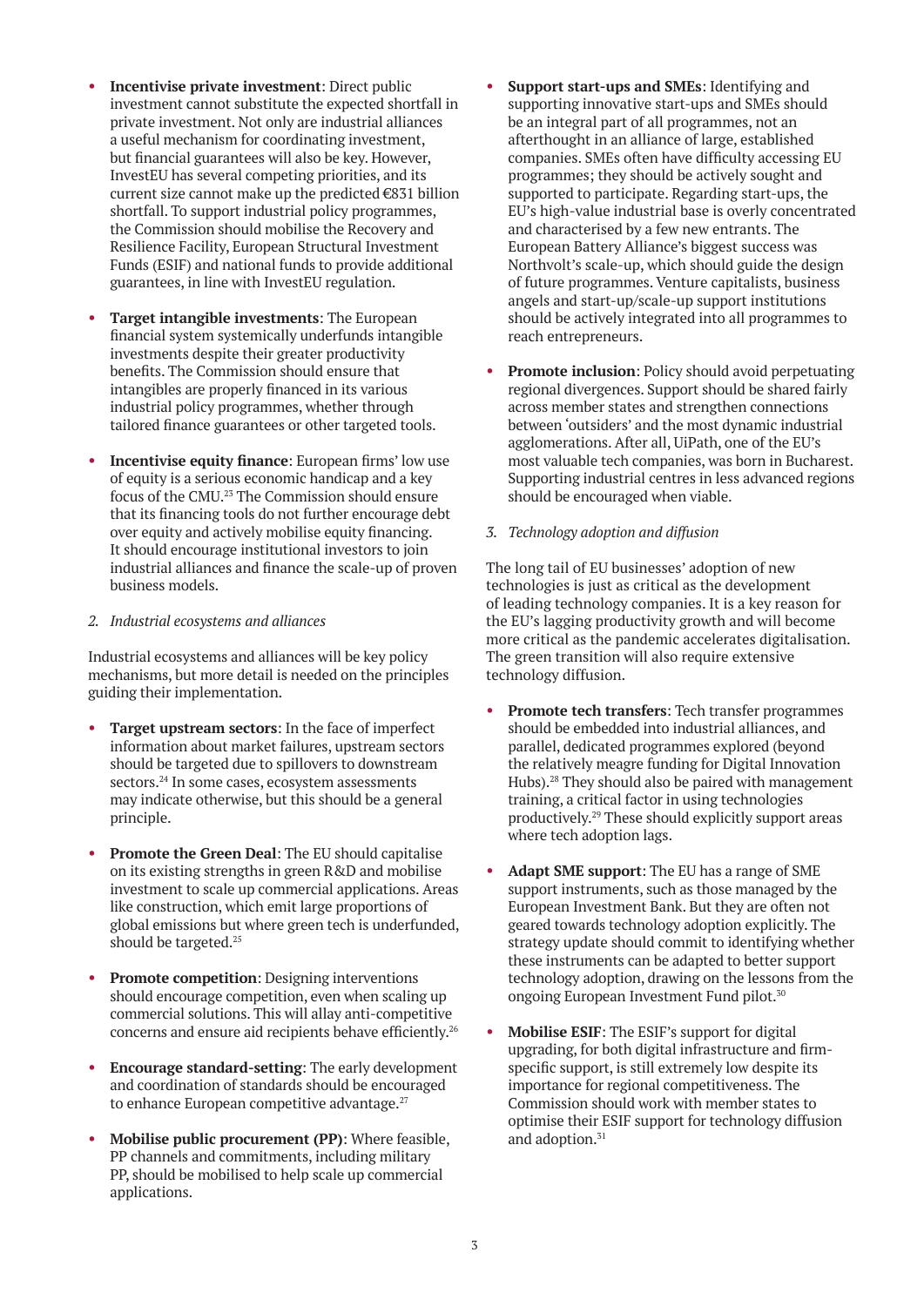- **Incentivise private investment**: Direct public investment cannot substitute the expected shortfall in private investment. Not only are industrial alliances a useful mechanism for coordinating investment, but financial guarantees will also be key. However, InvestEU has several competing priorities, and its current size cannot make up the predicted €831 billion shortfall. To support industrial policy programmes, the Commission should mobilise the Recovery and Resilience Facility, European Structural Investment Funds (ESIF) and national funds to provide additional guarantees, in line with InvestEU regulation.

- **Target intangible investments**: The European financial system systemically underfunds intangible investments despite their greater productivity benefits. The Commission should ensure that intangibles are properly financed in its various industrial policy programmes, whether through tailored finance guarantees or other targeted tools.

- **Incentivise equity finance**: European firms' low use of equity is a serious economic handicap and a key focus of the CMU.[23] The Commission should ensure that its financing tools do not further encourage debt over equity and actively mobilise equity financing. It should encourage institutional investors to join industrial alliances and finance the scale-up of proven business models.

*2. Industrial ecosystems and alliances*

Industrial ecosystems and alliances will be key policy mechanisms, but more detail is needed on the principles guiding their implementation.

- **Target upstream sectors**: In the face of imperfect information about market failures, upstream sectors should be targeted due to spillovers to downstream sectors.[24] In some cases, ecosystem assessments may indicate otherwise, but this should be a general principle.

- **Promote the Green Deal**: The EU should capitalise on its existing strengths in green R&D and mobilise investment to scale up commercial applications. Areas like construction, which emit large proportions of global emissions but where green tech is underfunded, should be targeted.[25]

- **Promote competition**: Designing interventions should encourage competition, even when scaling up commercial solutions. This will allay anti-competitive concerns and ensure aid recipients behave efficiently.[26]

- **Encourage standard-setting**: The early development and coordination of standards should be encouraged to enhance European competitive advantage.[27]

- **Mobilise public procurement (PP)**: Where feasible, PP channels and commitments, including military PP, should be mobilised to help scale up commercial applications.

- **Support start-ups and SMEs**: Identifying and supporting innovative start-ups and SMEs should be an integral part of all programmes, not an afterthought in an alliance of large, established companies. SMEs often have difficulty accessing EU programmes; they should be actively sought and supported to participate. Regarding start-ups, the EU's high-value industrial base is overly concentrated and characterised by a few new entrants. The European Battery Alliance's biggest success was Northvolt's scale-up, which should guide the design of future programmes. Venture capitalists, business angels and start-up/scale-up support institutions should be actively integrated into all programmes to reach entrepreneurs.

- **Promote inclusion**: Policy should avoid perpetuating regional divergences. Support should be shared fairly across member states and strengthen connections between 'outsiders' and the most dynamic industrial agglomerations. After all, UiPath, one of the EU's most valuable tech companies, was born in Bucharest. Supporting industrial centres in less advanced regions should be encouraged when viable.

*3. Technology adoption and diffusion*

The long tail of EU businesses' adoption of new technologies is just as critical as the development of leading technology companies. It is a key reason for the EU's lagging productivity growth and will become more critical as the pandemic accelerates digitalisation. The green transition will also require extensive technology diffusion.

- **Promote tech transfers**: Tech transfer programmes should be embedded into industrial alliances, and parallel, dedicated programmes explored (beyond the relatively meagre funding for Digital Innovation Hubs).[28] They should also be paired with management training, a critical factor in using technologies productively.[29] These should explicitly support areas where tech adoption lags.

- **Adapt SME support**: The EU has a range of SME support instruments, such as those managed by the European Investment Bank. But they are often not geared towards technology adoption explicitly. The strategy update should commit to identifying whether these instruments can be adapted to better support technology adoption, drawing on the lessons from the ongoing European Investment Fund pilot.[30]

- **Mobilise ESIF**: The ESIF's support for digital upgrading, for both digital infrastructure and firm-specific support, is still extremely low despite its importance for regional competitiveness. The Commission should work with member states to optimise their ESIF support for technology diffusion and adoption.[31]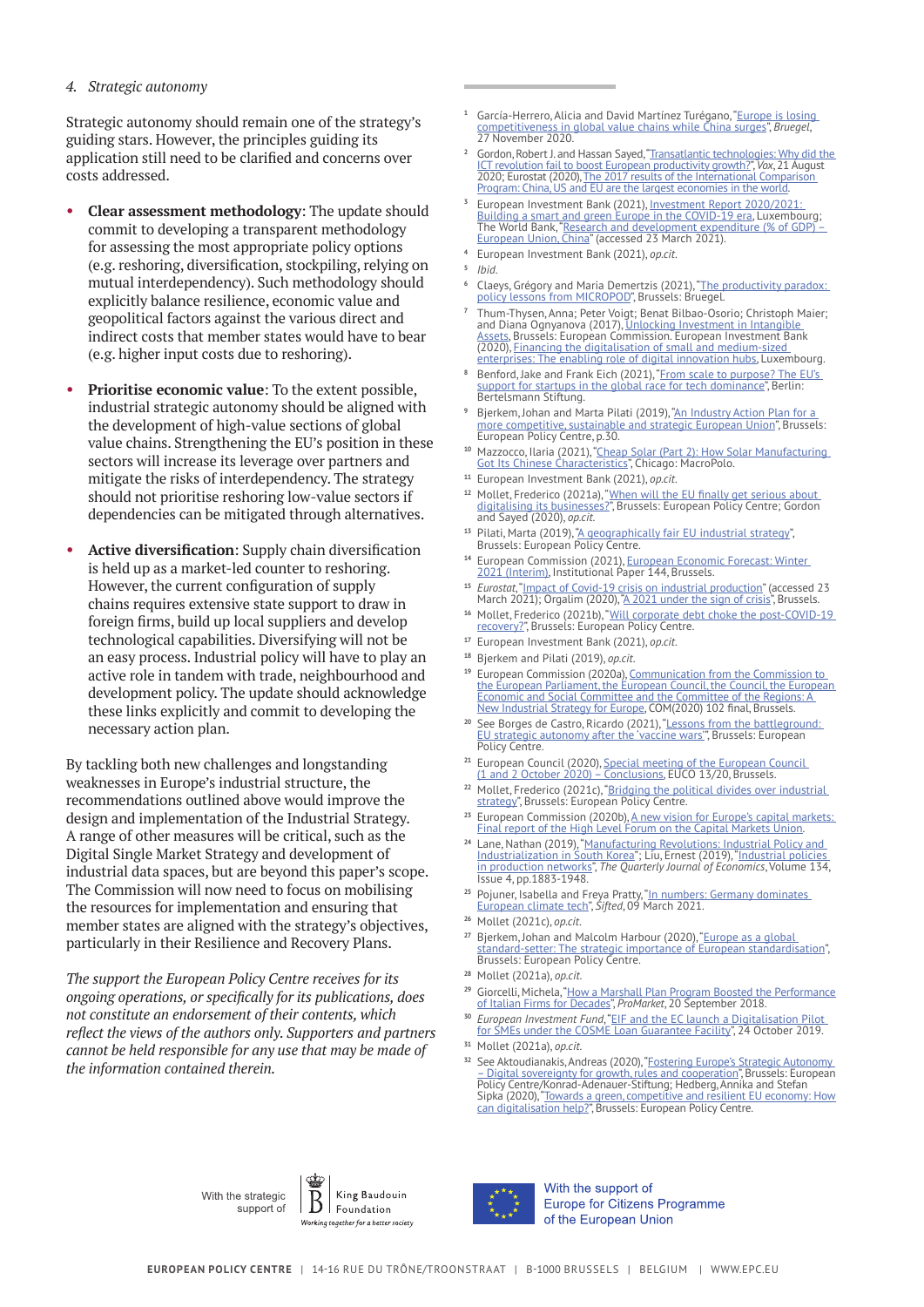### 4. *Strategic autonomy*

Strategic autonomy should remain one of the strategy's guiding stars. However, the principles guiding its application still need to be clarified and concerns over costs addressed.

- **Clear assessment methodology**: The update should commit to developing a transparent methodology for assessing the most appropriate policy options (e.g. reshoring, diversification, stockpiling, relying on mutual interdependency). Such methodology should explicitly balance resilience, economic value and geopolitical factors against the various direct and indirect costs that member states would have to bear (e.g. higher input costs due to reshoring).
- **Prioritise economic value**: To the extent possible, industrial strategic autonomy should be aligned with the development of high-value sections of global value chains. Strengthening the EU's position in these sectors will increase its leverage over partners and mitigate the risks of interdependency. The strategy should not prioritise reshoring low-value sectors if dependencies can be mitigated through alternatives.
- **Active diversification**: Supply chain diversification is held up as a market-led counter to reshoring. However, the current configuration of supply chains requires extensive state support to draw in foreign firms, build up local suppliers and develop technological capabilities. Diversifying will not be an easy process. Industrial policy will have to play an active role in tandem with trade, neighbourhood and development policy. The update should acknowledge these links explicitly and commit to developing the necessary action plan.

By tackling both new challenges and longstanding weaknesses in Europe's industrial structure, the recommendations outlined above would improve the design and implementation of the Industrial Strategy. A range of other measures will be critical, such as the Digital Single Market Strategy and development of industrial data spaces, but are beyond this paper's scope. The Commission will now need to focus on mobilising the resources for implementation and ensuring that member states are aligned with the strategy's objectives, particularly in their Resilience and Recovery Plans.

*The support the European Policy Centre receives for its ongoing operations, or specifically for its publications, does not constitute an endorsement of their contents, which reflect the views of the authors only. Supporters and partners cannot be held responsible for any use that may be made of the information contained therein.*

---

1. García-Herrero, Alicia and David Martínez Turégano, "Europe is losing competitiveness in global value chains while China surges", *Bruegel*, 27 November 2020.
2. Gordon, Robert J. and Hassan Sayed, "Transatlantic technologies: Why did the ICT revolution fail to boost European productivity growth?", *Vox*, 21 August 2020; Eurostat (2020), The 2017 results of the International Comparison Program: China, US and EU are the largest economies in the world.
3. European Investment Bank (2021), Investment Report 2020/2021: Building a smart and green Europe in the COVID-19 era, Luxembourg; The World Bank, "Research and development expenditure (% of GDP) – European Union, China" (accessed 23 March 2021).
4. European Investment Bank (2021), *op.cit.*
5. *Ibid.*
6. Claeys, Grégory and Maria Demertzis (2021), "The productivity paradox: policy lessons from MICROPOD", Brussels: Bruegel.
7. Thum-Thysen, Anna; Peter Voigt; Benat Bilbao-Osorio; Christoph Maier; and Diana Ognyanova (2017), Unlocking Investment in Intangible Assets, Brussels: European Commission. European Investment Bank (2020), Financing the digitalisation of small and medium-sized enterprises: The enabling role of digital innovation hubs, Luxembourg.
8. Benford, Jake and Frank Eich (2021), "From scale to purpose? The EU's support for startups in the global race for tech dominance", Berlin: Bertelsmann Stiftung.
9. Bjerkem, Johan and Marta Pilati (2019), "An Industry Action Plan for a more competitive, sustainable and strategic European Union", Brussels: European Policy Centre, p.30.
10. Mazzocco, Ilaria (2021), "Cheap Solar (Part 2): How Solar Manufacturing Got Its Chinese Characteristics", Chicago: MacroPolo.
11. European Investment Bank (2021), *op.cit.*
12. Mollet, Frederico (2021a), "When will the EU finally get serious about digitalising its businesses?", Brussels: European Policy Centre; Gordon and Sayed (2020), *op.cit.*
13. Pilati, Marta (2019), "A geographically fair EU industrial strategy", Brussels: European Policy Centre.
14. European Commission (2021), European Economic Forecast: Winter 2021 (Interim), Institutional Paper 144, Brussels.
15. *Eurostat*, "Impact of Covid-19 crisis on industrial production" (accessed 23 March 2021); Orgalim (2020), "A 2021 under the sign of crisis", Brussels.
16. Mollet, Frederico (2021b), "Will corporate debt choke the post-COVID-19 recovery?", Brussels: European Policy Centre.
17. European Investment Bank (2021), *op.cit.*
18. Bjerkem and Pilati (2019), *op.cit.*
19. European Commission (2020a), Communication from the Commission to the European Parliament, the European Council, the Council, the European Economic and Social Committee and the Committee of the Regions: A New Industrial Strategy for Europe, COM(2020) 102 final, Brussels.
20. See Borges de Castro, Ricardo (2021), "Lessons from the battleground: EU strategic autonomy after the 'vaccine wars'", Brussels: European Policy Centre.
21. European Council (2020), Special meeting of the European Council (1 and 2 October 2020) – Conclusions, EUCO 13/20, Brussels.
22. Mollet, Frederico (2021c), "Bridging the political divides over industrial strategy", Brussels: European Policy Centre.
23. European Commission (2020b), A new vision for Europe's capital markets: Final report of the High Level Forum on the Capital Markets Union.
24. Lane, Nathan (2019), "Manufacturing Revolutions: Industrial Policy and Industrialization in South Korea"; Liu, Ernest (2019), "Industrial policies in production networks", *The Quarterly Journal of Economics*, Volume 134, Issue 4, pp.1883-1948.
25. Pojuner, Isabella and Freya Pratty, "In numbers: Germany dominates European climate tech", *Sifted*, 09 March 2021.
26. Mollet (2021c), *op.cit.*
27. Bjerkem, Johan and Malcolm Harbour (2020), "Europe as a global standard-setter: The strategic importance of European standardisation", Brussels: European Policy Centre.
28. Mollet (2021a), *op.cit.*
29. Giorcelli, Michela, "How a Marshall Plan Program Boosted the Performance of Italian Firms for Decades", *ProMarket*, 20 September 2018.
30. *European Investment Fund*, "EIF and the EC launch a Digitalisation Pilot for SMEs under the COSME Loan Guarantee Facility", 24 October 2019.
31. Mollet (2021a), *op.cit.*
32. See Aktoudianakis, Andreas (2020), "Fostering Europe's Strategic Autonomy – Digital sovereignty for growth, rules and cooperation", Brussels: European Policy Centre/Konrad-Adenauer-Stiftung; Hedberg, Annika and Stefan Sipka (2020), "Towards a green, competitive and resilient EU economy: How can digitalisation help?", Brussels: European Policy Centre.

With the strategic support of King Baudouin Foundation — Working together for a better society

With the support of Europe for Citizens Programme of the European Union

EUROPEAN POLICY CENTRE | 14-16 RUE DU TRÔNE/TROONSTRAAT | B-1000 BRUSSELS | BELGIUM | WWW.EPC.EU